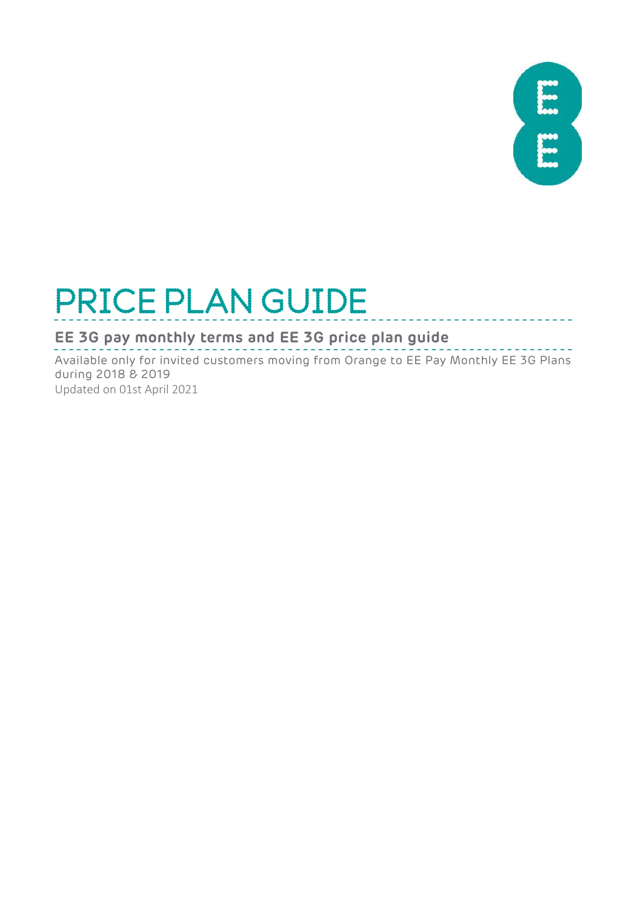# PRICE PLAN GUIDE

## EE 3G pay monthly terms and EE 3G price plan guide

Available only for invited customers moving from Orange to EE Pay Monthly EE 3G Plans during 2018 & 2019

Updated on 01st April 2021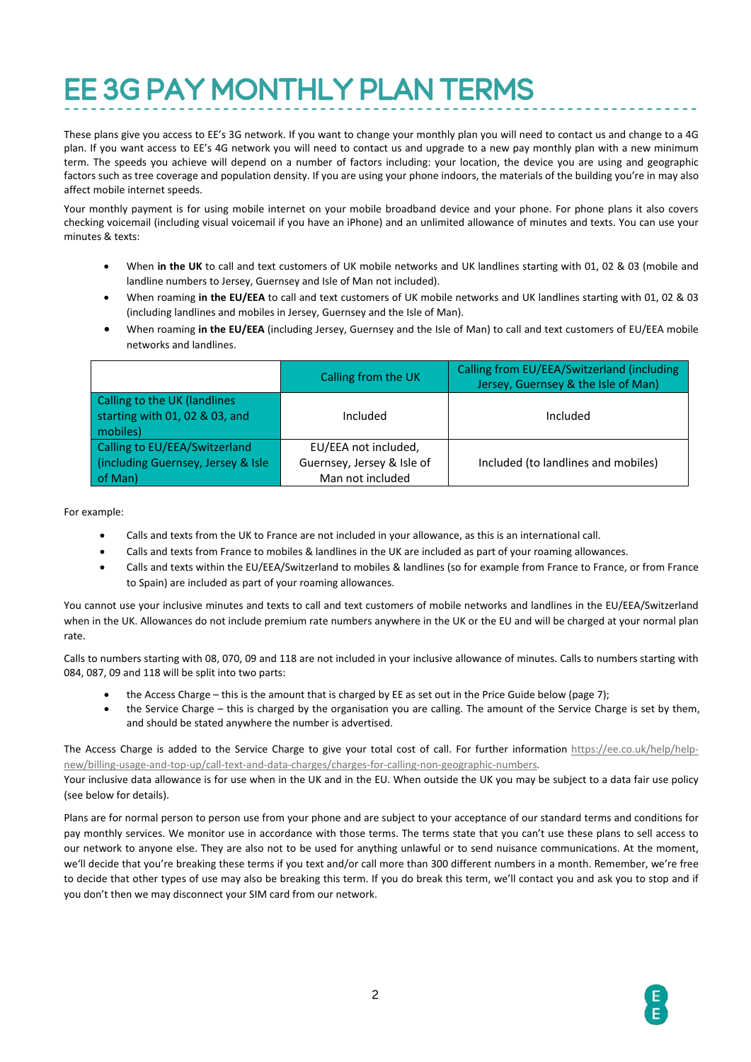# EE 3G PAY MONTHLY PLAN TERMS

These plans give you access to EE's 3G network. If you want to change your monthly plan you will need to contact us and change to a 4G plan. If you want access to EE's 4G network you will need to contact us and upgrade to a new pay monthly plan with a new minimum term. The speeds you achieve will depend on a number of factors including: your location, the device you are using and geographic factors such as tree coverage and population density. If you are using your phone indoors, the materials of the building you're in may also affect mobile internet speeds.

Your monthly payment is for using mobile internet on your mobile broadband device and your phone. For phone plans it also covers checking voicemail (including visual voicemail if you have an iPhone) and an unlimited allowance of minutes and texts. You can use your minutes & texts:

- When **in the UK** to call and text customers of UK mobile networks and UK landlines starting with 01, 02 & 03 (mobile and landline numbers to Jersey, Guernsey and Isle of Man not included).
- When roaming **in the EU/EEA** to call and text customers of UK mobile networks and UK landlines starting with 01, 02 & 03 (including landlines and mobiles in Jersey, Guernsey and the Isle of Man).
- When roaming **in the EU/EEA** (including Jersey, Guernsey and the Isle of Man) to call and text customers of EU/EEA mobile networks and landlines.

| | Calling from the UK | Calling from EU/EEA/Switzerland (including Jersey, Guernsey & the Isle of Man) |
|---|---|---|
| Calling to the UK (landlines starting with 01, 02 & 03, and mobiles) | Included | Included |
| Calling to EU/EEA/Switzerland (including Guernsey, Jersey & Isle of Man) | EU/EEA not included, Guernsey, Jersey & Isle of Man not included | Included (to landlines and mobiles) |

For example:

- Calls and texts from the UK to France are not included in your allowance, as this is an international call.
- Calls and texts from France to mobiles & landlines in the UK are included as part of your roaming allowances.
- Calls and texts within the EU/EEA/Switzerland to mobiles & landlines (so for example from France to France, or from France to Spain) are included as part of your roaming allowances.

You cannot use your inclusive minutes and texts to call and text customers of mobile networks and landlines in the EU/EEA/Switzerland when in the UK. Allowances do not include premium rate numbers anywhere in the UK or the EU and will be charged at your normal plan rate.

Calls to numbers starting with 08, 070, 09 and 118 are not included in your inclusive allowance of minutes. Calls to numbers starting with 084, 087, 09 and 118 will be split into two parts:

- the Access Charge – this is the amount that is charged by EE as set out in the Price Guide below (page 7);
- the Service Charge – this is charged by the organisation you are calling. The amount of the Service Charge is set by them, and should be stated anywhere the number is advertised.

The Access Charge is added to the Service Charge to give your total cost of call. For further information https://ee.co.uk/help/help-new/billing-usage-and-top-up/call-text-and-data-charges/charges-for-calling-non-geographic-numbers.

Your inclusive data allowance is for use when in the UK and in the EU. When outside the UK you may be subject to a data fair use policy (see below for details).

Plans are for normal person to person use from your phone and are subject to your acceptance of our standard terms and conditions for pay monthly services. We monitor use in accordance with those terms. The terms state that you can't use these plans to sell access to our network to anyone else. They are also not to be used for anything unlawful or to send nuisance communications. At the moment, we'll decide that you're breaking these terms if you text and/or call more than 300 different numbers in a month. Remember, we're free to decide that other types of use may also be breaking this term. If you do break this term, we'll contact you and ask you to stop and if you don't then we may disconnect your SIM card from our network.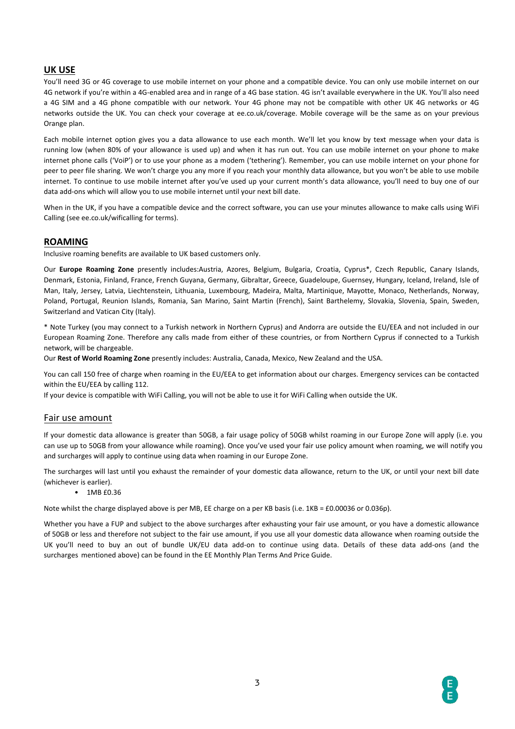## UK USE

You'll need 3G or 4G coverage to use mobile internet on your phone and a compatible device. You can only use mobile internet on our 4G network if you're within a 4G-enabled area and in range of a 4G base station. 4G isn't available everywhere in the UK. You'll also need a 4G SIM and a 4G phone compatible with our network. Your 4G phone may not be compatible with other UK 4G networks or 4G networks outside the UK. You can check your coverage at ee.co.uk/coverage. Mobile coverage will be the same as on your previous Orange plan.

Each mobile internet option gives you a data allowance to use each month. We'll let you know by text message when your data is running low (when 80% of your allowance is used up) and when it has run out. You can use mobile internet on your phone to make internet phone calls ('VoiP') or to use your phone as a modem ('tethering'). Remember, you can use mobile internet on your phone for peer to peer file sharing. We won't charge you any more if you reach your monthly data allowance, but you won't be able to use mobile internet. To continue to use mobile internet after you've used up your current month's data allowance, you'll need to buy one of our data add-ons which will allow you to use mobile internet until your next bill date.

When in the UK, if you have a compatible device and the correct software, you can use your minutes allowance to make calls using WiFi Calling (see ee.co.uk/wificalling for terms).

## ROAMING

Inclusive roaming benefits are available to UK based customers only.

Our **Europe Roaming Zone** presently includes:Austria, Azores, Belgium, Bulgaria, Croatia, Cyprus*, Czech Republic, Canary Islands, Denmark, Estonia, Finland, France, French Guyana, Germany, Gibraltar, Greece, Guadeloupe, Guernsey, Hungary, Iceland, Ireland, Isle of Man, Italy, Jersey, Latvia, Liechtenstein, Lithuania, Luxembourg, Madeira, Malta, Martinique, Mayotte, Monaco, Netherlands, Norway, Poland, Portugal, Reunion Islands, Romania, San Marino, Saint Martin (French), Saint Barthelemy, Slovakia, Slovenia, Spain, Sweden, Switzerland and Vatican City (Italy).

* Note Turkey (you may connect to a Turkish network in Northern Cyprus) and Andorra are outside the EU/EEA and not included in our European Roaming Zone. Therefore any calls made from either of these countries, or from Northern Cyprus if connected to a Turkish network, will be chargeable.

Our **Rest of World Roaming Zone** presently includes: Australia, Canada, Mexico, New Zealand and the USA.

You can call 150 free of charge when roaming in the EU/EEA to get information about our charges. Emergency services can be contacted within the EU/EEA by calling 112.

If your device is compatible with WiFi Calling, you will not be able to use it for WiFi Calling when outside the UK.

### Fair use amount

If your domestic data allowance is greater than 50GB, a fair usage policy of 50GB whilst roaming in our Europe Zone will apply (i.e. you can use up to 50GB from your allowance while roaming). Once you've used your fair use policy amount when roaming, we will notify you and surcharges will apply to continue using data when roaming in our Europe Zone.

The surcharges will last until you exhaust the remainder of your domestic data allowance, return to the UK, or until your next bill date (whichever is earlier).

- 1MB £0.36

Note whilst the charge displayed above is per MB, EE charge on a per KB basis (i.e. 1KB = £0.00036 or 0.036p).

Whether you have a FUP and subject to the above surcharges after exhausting your fair use amount, or you have a domestic allowance of 50GB or less and therefore not subject to the fair use amount, if you use all your domestic data allowance when roaming outside the UK you'll need to buy an out of bundle UK/EU data add-on to continue using data. Details of these data add-ons (and the surcharges mentioned above) can be found in the EE Monthly Plan Terms And Price Guide.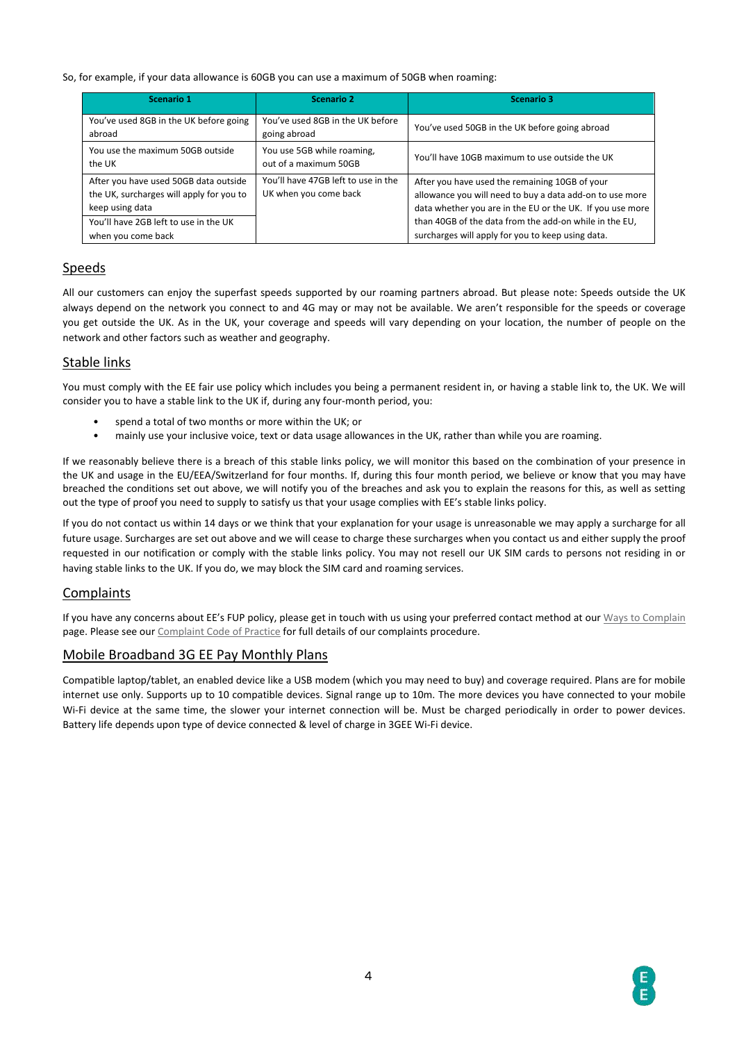So, for example, if your data allowance is 60GB you can use a maximum of 50GB when roaming:

| Scenario 1 | Scenario 2 | Scenario 3 |
| --- | --- | --- |
| You've used 8GB in the UK before going abroad | You've used 8GB in the UK before going abroad | You've used 50GB in the UK before going abroad |
| You use the maximum 50GB outside the UK | You use 5GB while roaming, out of a maximum 50GB | You'll have 10GB maximum to use outside the UK |
| After you have used 50GB data outside the UK, surcharges will apply for you to keep using data<br>You'll have 2GB left to use in the UK when you come back | You'll have 47GB left to use in the UK when you come back | After you have used the remaining 10GB of your allowance you will need to buy a data add-on to use more data whether you are in the EU or the UK. If you use more than 40GB of the data from the add-on while in the EU, surcharges will apply for you to keep using data. |

## Speeds

All our customers can enjoy the superfast speeds supported by our roaming partners abroad. But please note: Speeds outside the UK always depend on the network you connect to and 4G may or may not be available. We aren't responsible for the speeds or coverage you get outside the UK. As in the UK, your coverage and speeds will vary depending on your location, the number of people on the network and other factors such as weather and geography.

## Stable links

You must comply with the EE fair use policy which includes you being a permanent resident in, or having a stable link to, the UK. We will consider you to have a stable link to the UK if, during any four-month period, you:

- spend a total of two months or more within the UK; or
- mainly use your inclusive voice, text or data usage allowances in the UK, rather than while you are roaming.

If we reasonably believe there is a breach of this stable links policy, we will monitor this based on the combination of your presence in the UK and usage in the EU/EEA/Switzerland for four months. If, during this four month period, we believe or know that you may have breached the conditions set out above, we will notify you of the breaches and ask you to explain the reasons for this, as well as setting out the type of proof you need to supply to satisfy us that your usage complies with EE's stable links policy.

If you do not contact us within 14 days or we think that your explanation for your usage is unreasonable we may apply a surcharge for all future usage. Surcharges are set out above and we will cease to charge these surcharges when you contact us and either supply the proof requested in our notification or comply with the stable links policy. You may not resell our UK SIM cards to persons not residing in or having stable links to the UK. If you do, we may block the SIM card and roaming services.

## Complaints

If you have any concerns about EE's FUP policy, please get in touch with us using your preferred contact method at our Ways to Complain page. Please see our Complaint Code of Practice for full details of our complaints procedure.

## Mobile Broadband 3G EE Pay Monthly Plans

Compatible laptop/tablet, an enabled device like a USB modem (which you may need to buy) and coverage required. Plans are for mobile internet use only. Supports up to 10 compatible devices. Signal range up to 10m. The more devices you have connected to your mobile Wi-Fi device at the same time, the slower your internet connection will be. Must be charged periodically in order to power devices. Battery life depends upon type of device connected & level of charge in 3GEE Wi-Fi device.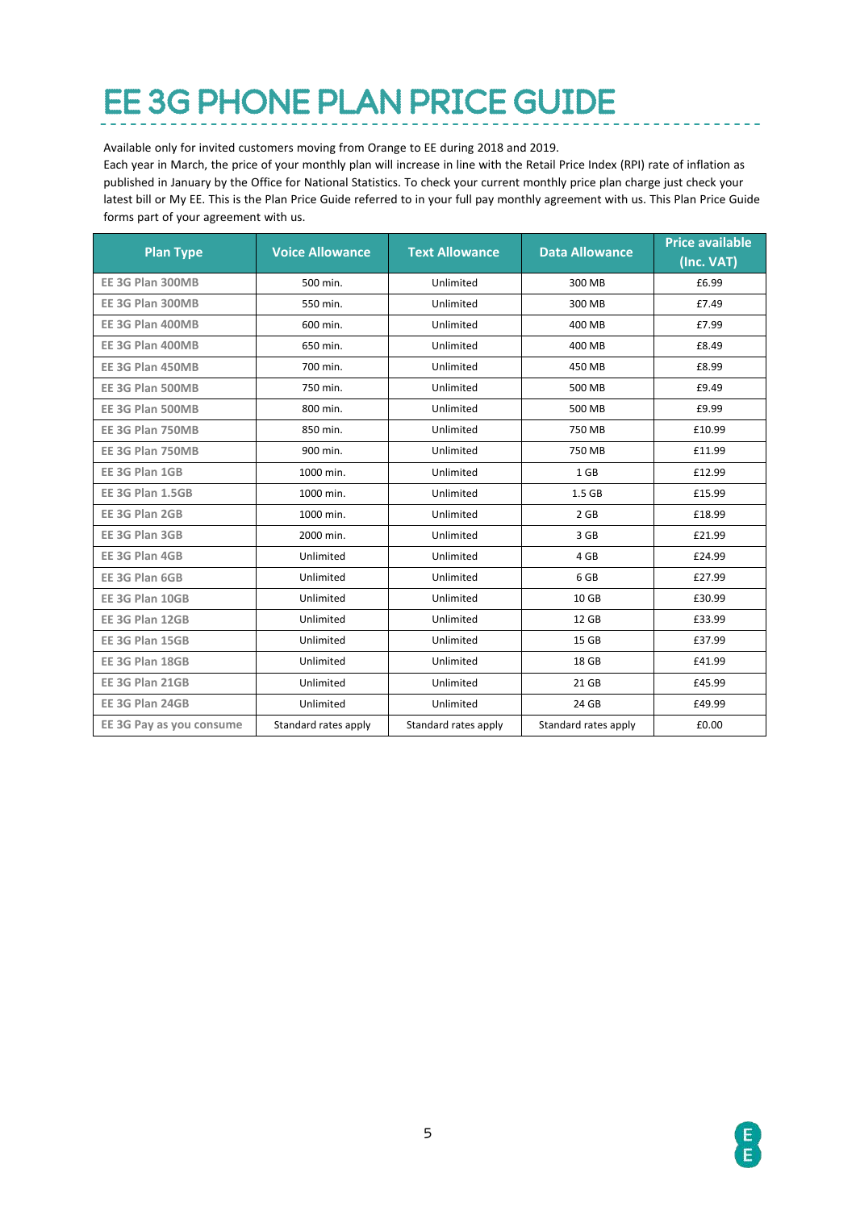# EE 3G PHONE PLAN PRICE GUIDE

Available only for invited customers moving from Orange to EE during 2018 and 2019.
Each year in March, the price of your monthly plan will increase in line with the Retail Price Index (RPI) rate of inflation as published in January by the Office for National Statistics. To check your current monthly price plan charge just check your latest bill or My EE. This is the Plan Price Guide referred to in your full pay monthly agreement with us. This Plan Price Guide forms part of your agreement with us.

| Plan Type | Voice Allowance | Text Allowance | Data Allowance | Price available (Inc. VAT) |
|---|---|---|---|---|
| EE 3G Plan 300MB | 500 min. | Unlimited | 300 MB | £6.99 |
| EE 3G Plan 300MB | 550 min. | Unlimited | 300 MB | £7.49 |
| EE 3G Plan 400MB | 600 min. | Unlimited | 400 MB | £7.99 |
| EE 3G Plan 400MB | 650 min. | Unlimited | 400 MB | £8.49 |
| EE 3G Plan 450MB | 700 min. | Unlimited | 450 MB | £8.99 |
| EE 3G Plan 500MB | 750 min. | Unlimited | 500 MB | £9.49 |
| EE 3G Plan 500MB | 800 min. | Unlimited | 500 MB | £9.99 |
| EE 3G Plan 750MB | 850 min. | Unlimited | 750 MB | £10.99 |
| EE 3G Plan 750MB | 900 min. | Unlimited | 750 MB | £11.99 |
| EE 3G Plan 1GB | 1000 min. | Unlimited | 1 GB | £12.99 |
| EE 3G Plan 1.5GB | 1000 min. | Unlimited | 1.5 GB | £15.99 |
| EE 3G Plan 2GB | 1000 min. | Unlimited | 2 GB | £18.99 |
| EE 3G Plan 3GB | 2000 min. | Unlimited | 3 GB | £21.99 |
| EE 3G Plan 4GB | Unlimited | Unlimited | 4 GB | £24.99 |
| EE 3G Plan 6GB | Unlimited | Unlimited | 6 GB | £27.99 |
| EE 3G Plan 10GB | Unlimited | Unlimited | 10 GB | £30.99 |
| EE 3G Plan 12GB | Unlimited | Unlimited | 12 GB | £33.99 |
| EE 3G Plan 15GB | Unlimited | Unlimited | 15 GB | £37.99 |
| EE 3G Plan 18GB | Unlimited | Unlimited | 18 GB | £41.99 |
| EE 3G Plan 21GB | Unlimited | Unlimited | 21 GB | £45.99 |
| EE 3G Plan 24GB | Unlimited | Unlimited | 24 GB | £49.99 |
| EE 3G Pay as you consume | Standard rates apply | Standard rates apply | Standard rates apply | £0.00 |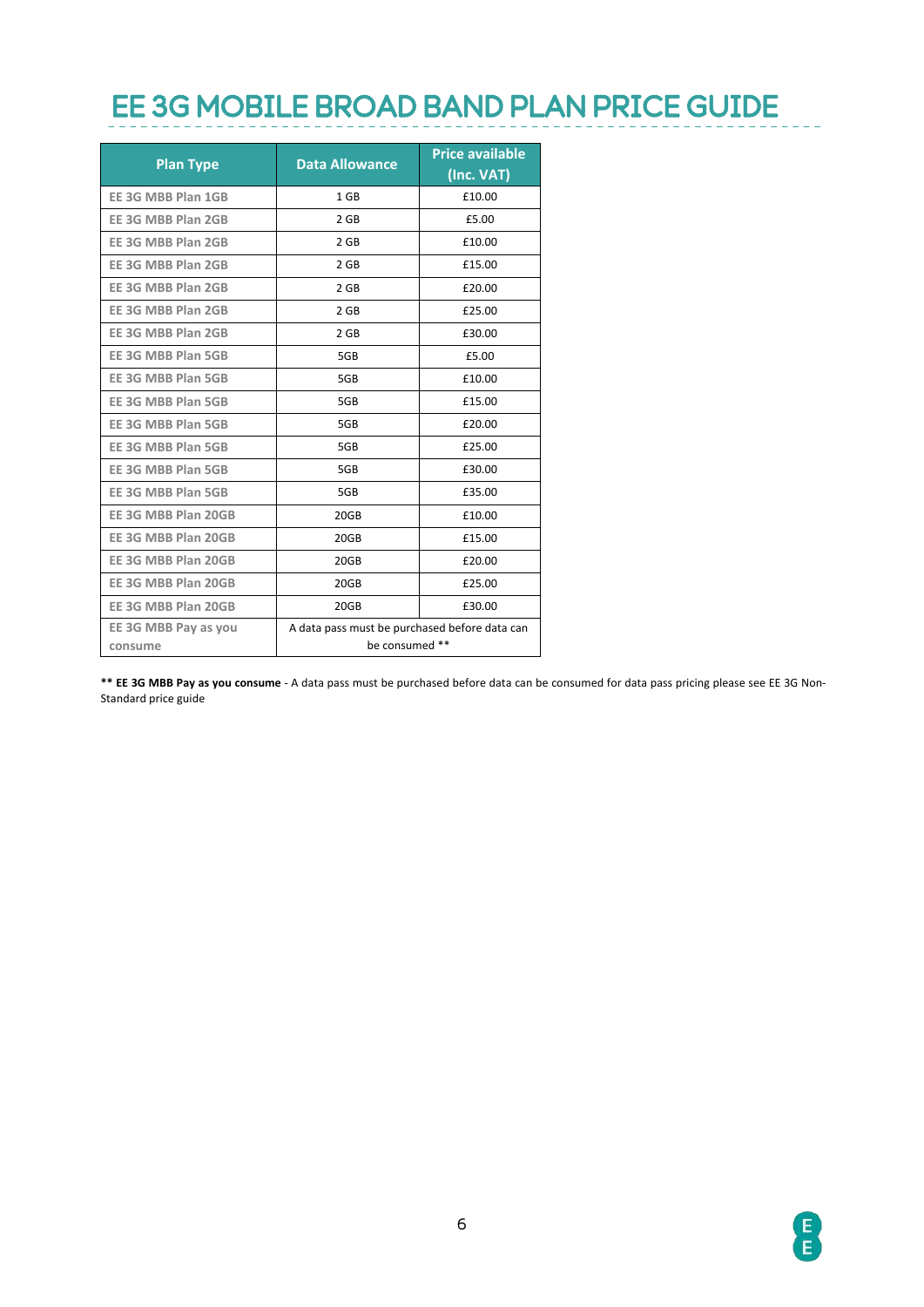# EE 3G MOBILE BROAD BAND PLAN PRICE GUIDE

| Plan Type | Data Allowance | Price available (Inc. VAT) |
|---|---|---|
| EE 3G MBB Plan 1GB | 1 GB | £10.00 |
| EE 3G MBB Plan 2GB | 2 GB | £5.00 |
| EE 3G MBB Plan 2GB | 2 GB | £10.00 |
| EE 3G MBB Plan 2GB | 2 GB | £15.00 |
| EE 3G MBB Plan 2GB | 2 GB | £20.00 |
| EE 3G MBB Plan 2GB | 2 GB | £25.00 |
| EE 3G MBB Plan 2GB | 2 GB | £30.00 |
| EE 3G MBB Plan 5GB | 5GB | £5.00 |
| EE 3G MBB Plan 5GB | 5GB | £10.00 |
| EE 3G MBB Plan 5GB | 5GB | £15.00 |
| EE 3G MBB Plan 5GB | 5GB | £20.00 |
| EE 3G MBB Plan 5GB | 5GB | £25.00 |
| EE 3G MBB Plan 5GB | 5GB | £30.00 |
| EE 3G MBB Plan 5GB | 5GB | £35.00 |
| EE 3G MBB Plan 20GB | 20GB | £10.00 |
| EE 3G MBB Plan 20GB | 20GB | £15.00 |
| EE 3G MBB Plan 20GB | 20GB | £20.00 |
| EE 3G MBB Plan 20GB | 20GB | £25.00 |
| EE 3G MBB Plan 20GB | 20GB | £30.00 |
| EE 3G MBB Pay as you consume | A data pass must be purchased before data can be consumed ** | |

**** EE 3G MBB Pay as you consume** - A data pass must be purchased before data can be consumed for data pass pricing please see EE 3G Non-Standard price guide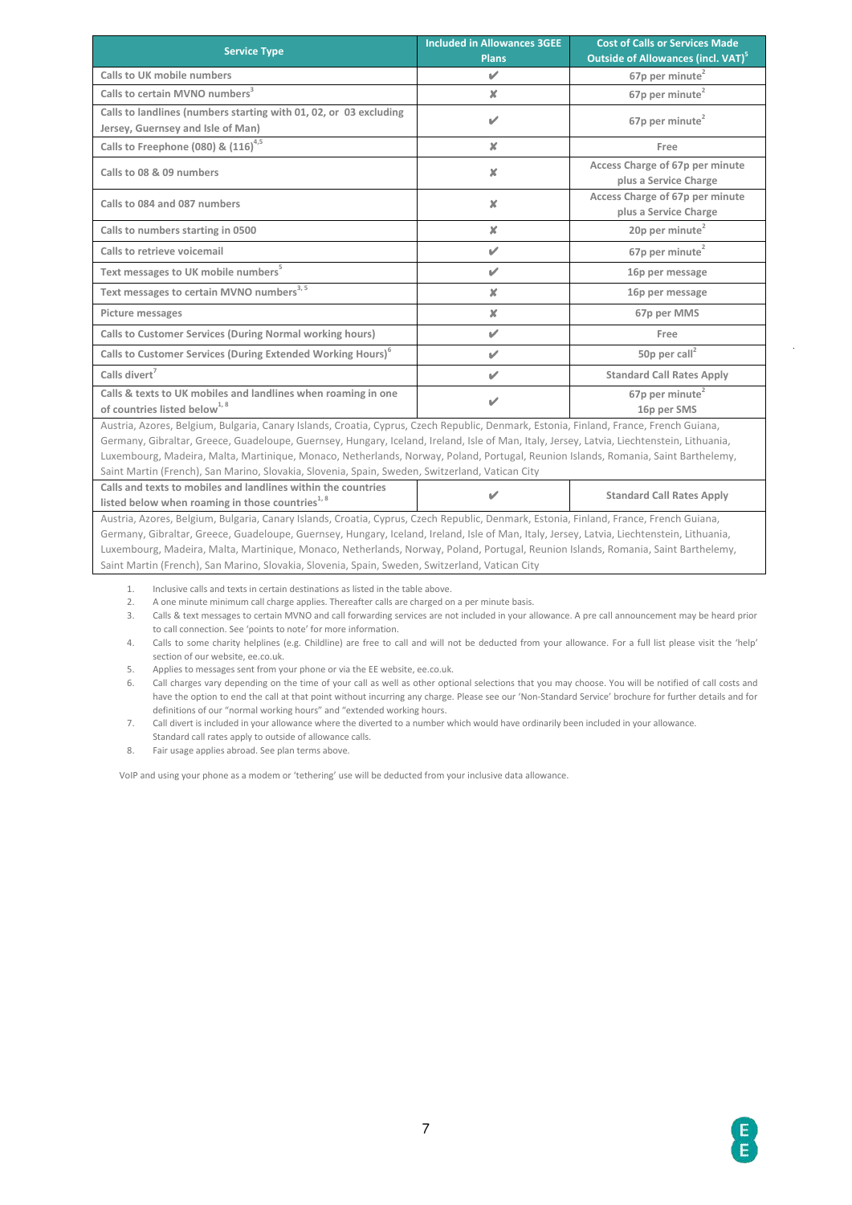| Service Type | Included in Allowances 3GEE Plans | Cost of Calls or Services Made Outside of Allowances (incl. VAT)[5] |
|---|---|---|
| Calls to UK mobile numbers | ✔ | 67p per minute[2] |
| Calls to certain MVNO numbers[3] | ✘ | 67p per minute[2] |
| Calls to landlines (numbers starting with 01, 02, or 03 excluding Jersey, Guernsey and Isle of Man) | ✔ | 67p per minute[2] |
| Calls to Freephone (080) & (116)[4,5] | ✘ | Free |
| Calls to 08 & 09 numbers | ✘ | Access Charge of 67p per minute plus a Service Charge |
| Calls to 084 and 087 numbers | ✘ | Access Charge of 67p per minute plus a Service Charge |
| Calls to numbers starting in 0500 | ✘ | 20p per minute[2] |
| Calls to retrieve voicemail | ✔ | 67p per minute[2] |
| Text messages to UK mobile numbers[5] | ✔ | 16p per message |
| Text messages to certain MVNO numbers[3, 5] | ✘ | 16p per message |
| Picture messages | ✘ | 67p per MMS |
| Calls to Customer Services (During Normal working hours) | ✔ | Free |
| Calls to Customer Services (During Extended Working Hours)[6] | ✔ | 50p per call[2] |
| Calls divert[7] | ✔ | Standard Call Rates Apply |
| Calls & texts to UK mobiles and landlines when roaming in one of countries listed below[1, 8] | ✔ | 67p per minute[2] 16p per SMS |
| Austria, Azores, Belgium, Bulgaria, Canary Islands, Croatia, Cyprus, Czech Republic, Denmark, Estonia, Finland, France, French Guiana, Germany, Gibraltar, Greece, Guadeloupe, Guernsey, Hungary, Iceland, Ireland, Isle of Man, Italy, Jersey, Latvia, Liechtenstein, Lithuania, Luxembourg, Madeira, Malta, Martinique, Monaco, Netherlands, Norway, Poland, Portugal, Reunion Islands, Romania, Saint Barthelemy, Saint Martin (French), San Marino, Slovakia, Slovenia, Spain, Sweden, Switzerland, Vatican City | | |
| Calls and texts to mobiles and landlines within the countries listed below when roaming in those countries[1, 8] | ✔ | Standard Call Rates Apply |
| Austria, Azores, Belgium, Bulgaria, Canary Islands, Croatia, Cyprus, Czech Republic, Denmark, Estonia, Finland, France, French Guiana, Germany, Gibraltar, Greece, Guadeloupe, Guernsey, Hungary, Iceland, Ireland, Isle of Man, Italy, Jersey, Latvia, Liechtenstein, Lithuania, Luxembourg, Madeira, Malta, Martinique, Monaco, Netherlands, Norway, Poland, Portugal, Reunion Islands, Romania, Saint Barthelemy, Saint Martin (French), San Marino, Slovakia, Slovenia, Spain, Sweden, Switzerland, Vatican City | | |

1. Inclusive calls and texts in certain destinations as listed in the table above.
2. A one minute minimum call charge applies. Thereafter calls are charged on a per minute basis.
3. Calls & text messages to certain MVNO and call forwarding services are not included in your allowance. A pre call announcement may be heard prior to call connection. See 'points to note' for more information.
4. Calls to some charity helplines (e.g. Childline) are free to call and will not be deducted from your allowance. For a full list please visit the 'help' section of our website, ee.co.uk.
5. Applies to messages sent from your phone or via the EE website, ee.co.uk.
6. Call charges vary depending on the time of your call as well as other optional selections that you may choose. You will be notified of call costs and have the option to end the call at that point without incurring any charge. Please see our 'Non-Standard Service' brochure for further details and for definitions of our "normal working hours" and "extended working hours.
7. Call divert is included in your allowance where the diverted to a number which would have ordinarily been included in your allowance. Standard call rates apply to outside of allowance calls.
8. Fair usage applies abroad. See plan terms above.

VoIP and using your phone as a modem or 'tethering' use will be deducted from your inclusive data allowance.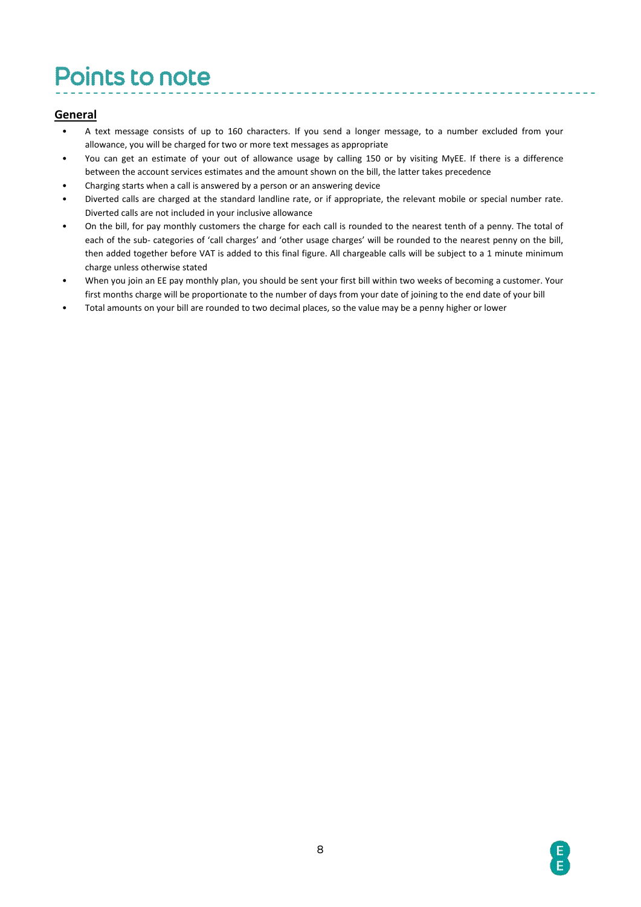# Points to note

## General

- A text message consists of up to 160 characters. If you send a longer message, to a number excluded from your allowance, you will be charged for two or more text messages as appropriate
- You can get an estimate of your out of allowance usage by calling 150 or by visiting MyEE. If there is a difference between the account services estimates and the amount shown on the bill, the latter takes precedence
- Charging starts when a call is answered by a person or an answering device
- Diverted calls are charged at the standard landline rate, or if appropriate, the relevant mobile or special number rate. Diverted calls are not included in your inclusive allowance
- On the bill, for pay monthly customers the charge for each call is rounded to the nearest tenth of a penny. The total of each of the sub- categories of 'call charges' and 'other usage charges' will be rounded to the nearest penny on the bill, then added together before VAT is added to this final figure. All chargeable calls will be subject to a 1 minute minimum charge unless otherwise stated
- When you join an EE pay monthly plan, you should be sent your first bill within two weeks of becoming a customer. Your first months charge will be proportionate to the number of days from your date of joining to the end date of your bill
- Total amounts on your bill are rounded to two decimal places, so the value may be a penny higher or lower